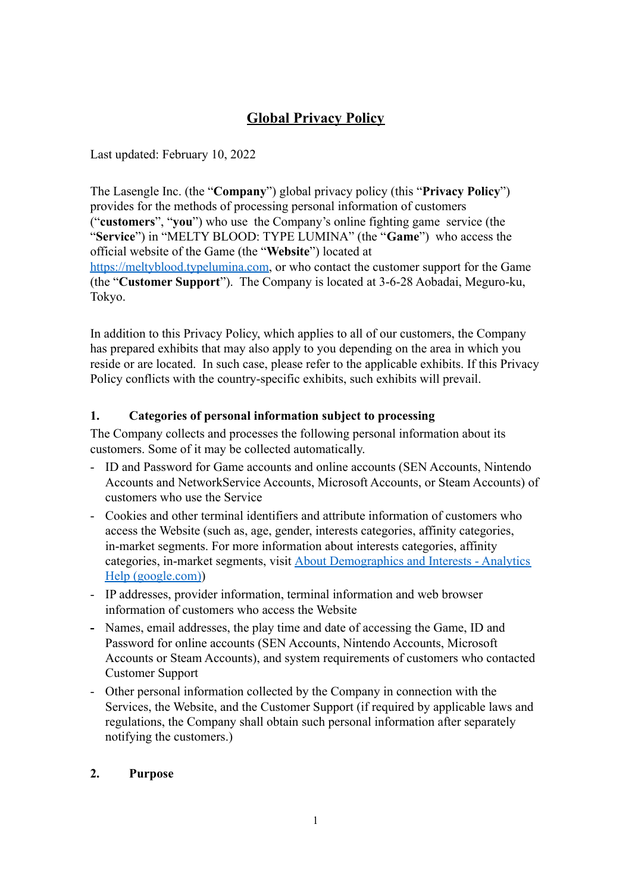# Global Privacy Policy

Last updated: February 10, 2022

The Lasengle Inc. (the "**Company**") global privacy policy (this "**Privacy Policy**") provides for the methods of processing personal information of customers ("**customers**", "**you**") who use the Company's online fighting game service (the "**Service**") in "MELTY BLOOD: TYPE LUMINA" (the "**Game**") who access the official website of the Game (the "**Website**") located at [https://meltyblood.typelumina.com](https://meltyblood.typelumina.com), or who contact the customer support for the Game (the "**Customer Support**"). The Company is located at 3-6-28 Aobadai, Meguro-ku, Tokyo.

In addition to this Privacy Policy, which applies to all of our customers, the Company has prepared exhibits that may also apply to you depending on the area in which you reside or are located. In such case, please refer to the applicable exhibits. If this Privacy Policy conflicts with the country-specific exhibits, such exhibits will prevail.

## 1. Categories of personal information subject to processing

The Company collects and processes the following personal information about its customers. Some of it may be collected automatically.

- ID and Password for Game accounts and online accounts (SEN Accounts, Nintendo Accounts and NetworkService Accounts, Microsoft Accounts, or Steam Accounts) of customers who use the Service
- Cookies and other terminal identifiers and attribute information of customers who access the Website (such as, age, gender, interests categories, affinity categories, in-market segments. For more information about interests categories, affinity categories, in-market segments, visit [About Demographics and Interests - Analytics Help (google.com)](google.com))
- IP addresses, provider information, terminal information and web browser information of customers who access the Website
- Names, email addresses, the play time and date of accessing the Game, ID and Password for online accounts (SEN Accounts, Nintendo Accounts, Microsoft Accounts or Steam Accounts), and system requirements of customers who contacted Customer Support
- Other personal information collected by the Company in connection with the Services, the Website, and the Customer Support (if required by applicable laws and regulations, the Company shall obtain such personal information after separately notifying the customers.)

## 2. Purpose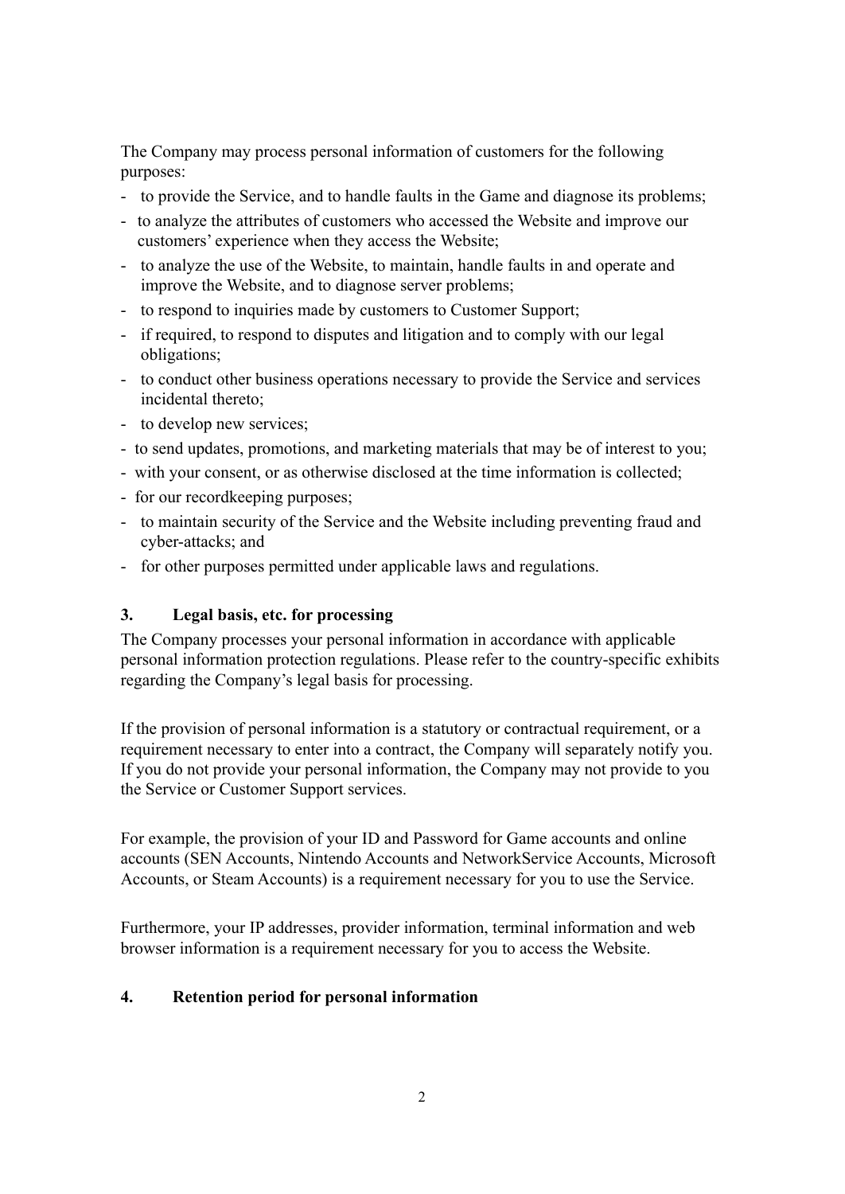The Company may process personal information of customers for the following purposes:

- to provide the Service, and to handle faults in the Game and diagnose its problems;
- to analyze the attributes of customers who accessed the Website and improve our customers' experience when they access the Website;
- to analyze the use of the Website, to maintain, handle faults in and operate and improve the Website, and to diagnose server problems;
- to respond to inquiries made by customers to Customer Support;
- if required, to respond to disputes and litigation and to comply with our legal obligations;
- to conduct other business operations necessary to provide the Service and services incidental thereto;
- to develop new services;
- to send updates, promotions, and marketing materials that may be of interest to you;
- with your consent, or as otherwise disclosed at the time information is collected;
- for our recordkeeping purposes;
- to maintain security of the Service and the Website including preventing fraud and cyber-attacks; and
- for other purposes permitted under applicable laws and regulations.

## 3. Legal basis, etc. for processing

The Company processes your personal information in accordance with applicable personal information protection regulations. Please refer to the country-specific exhibits regarding the Company's legal basis for processing.

If the provision of personal information is a statutory or contractual requirement, or a requirement necessary to enter into a contract, the Company will separately notify you. If you do not provide your personal information, the Company may not provide to you the Service or Customer Support services.

For example, the provision of your ID and Password for Game accounts and online accounts (SEN Accounts, Nintendo Accounts and NetworkService Accounts, Microsoft Accounts, or Steam Accounts) is a requirement necessary for you to use the Service.

Furthermore, your IP addresses, provider information, terminal information and web browser information is a requirement necessary for you to access the Website.

## 4. Retention period for personal information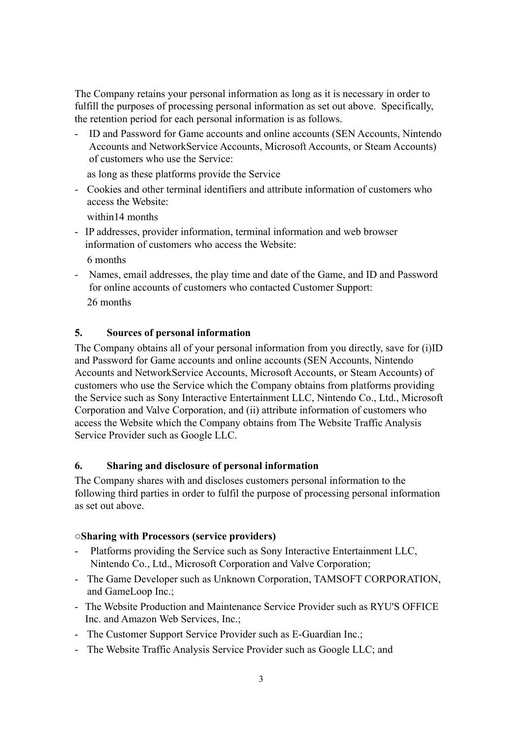The Company retains your personal information as long as it is necessary in order to fulfill the purposes of processing personal information as set out above. Specifically, the retention period for each personal information is as follows.

- ID and Password for Game accounts and online accounts (SEN Accounts, Nintendo Accounts and NetworkService Accounts, Microsoft Accounts, or Steam Accounts) of customers who use the Service:

  as long as these platforms provide the Service

- Cookies and other terminal identifiers and attribute information of customers who access the Website:

  within14 months

- IP addresses, provider information, terminal information and web browser information of customers who access the Website:

  6 months

- Names, email addresses, the play time and date of the Game, and ID and Password for online accounts of customers who contacted Customer Support:

  26 months

### 5. Sources of personal information

The Company obtains all of your personal information from you directly, save for (i)ID and Password for Game accounts and online accounts (SEN Accounts, Nintendo Accounts and NetworkService Accounts, Microsoft Accounts, or Steam Accounts) of customers who use the Service which the Company obtains from platforms providing the Service such as Sony Interactive Entertainment LLC, Nintendo Co., Ltd., Microsoft Corporation and Valve Corporation, and (ii) attribute information of customers who access the Website which the Company obtains from The Website Traffic Analysis Service Provider such as Google LLC.

### 6. Sharing and disclosure of personal information

The Company shares with and discloses customers personal information to the following third parties in order to fulfil the purpose of processing personal information as set out above.

**○Sharing with Processors (service providers)**

- Platforms providing the Service such as Sony Interactive Entertainment LLC, Nintendo Co., Ltd., Microsoft Corporation and Valve Corporation;
- The Game Developer such as Unknown Corporation, TAMSOFT CORPORATION, and GameLoop Inc.;
- The Website Production and Maintenance Service Provider such as RYU'S OFFICE Inc. and Amazon Web Services, Inc.;
- The Customer Support Service Provider such as E-Guardian Inc.;
- The Website Traffic Analysis Service Provider such as Google LLC; and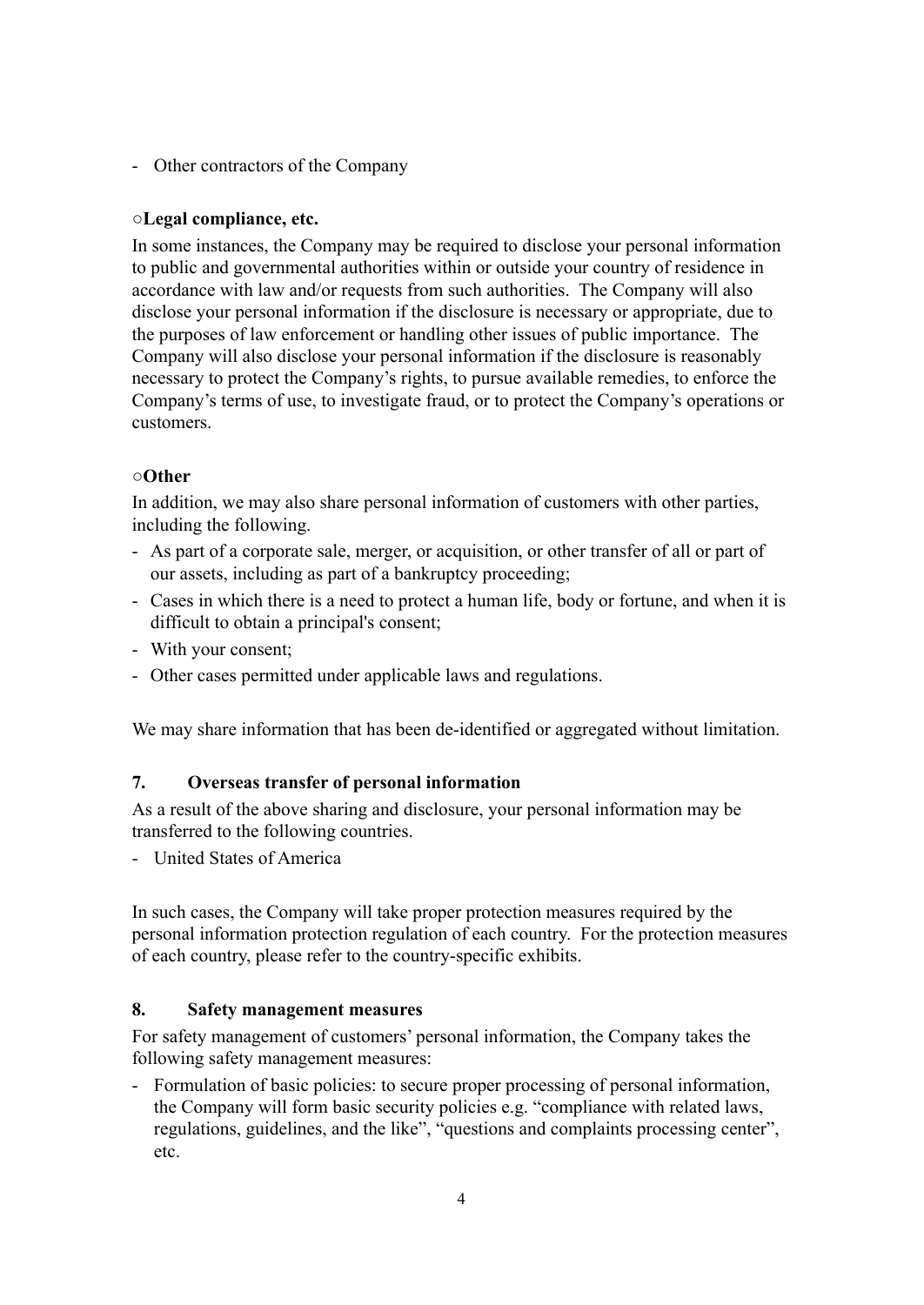- Other contractors of the Company

**○Legal compliance, etc.**

In some instances, the Company may be required to disclose your personal information to public and governmental authorities within or outside your country of residence in accordance with law and/or requests from such authorities. The Company will also disclose your personal information if the disclosure is necessary or appropriate, due to the purposes of law enforcement or handling other issues of public importance. The Company will also disclose your personal information if the disclosure is reasonably necessary to protect the Company's rights, to pursue available remedies, to enforce the Company's terms of use, to investigate fraud, or to protect the Company's operations or customers.

**○Other**

In addition, we may also share personal information of customers with other parties, including the following.

- As part of a corporate sale, merger, or acquisition, or other transfer of all or part of our assets, including as part of a bankruptcy proceeding;
- Cases in which there is a need to protect a human life, body or fortune, and when it is difficult to obtain a principal's consent;
- With your consent;
- Other cases permitted under applicable laws and regulations.

We may share information that has been de-identified or aggregated without limitation.

## 7. Overseas transfer of personal information

As a result of the above sharing and disclosure, your personal information may be transferred to the following countries.

- United States of America

In such cases, the Company will take proper protection measures required by the personal information protection regulation of each country. For the protection measures of each country, please refer to the country-specific exhibits.

## 8. Safety management measures

For safety management of customers' personal information, the Company takes the following safety management measures:

- Formulation of basic policies: to secure proper processing of personal information, the Company will form basic security policies e.g. "compliance with related laws, regulations, guidelines, and the like", "questions and complaints processing center", etc.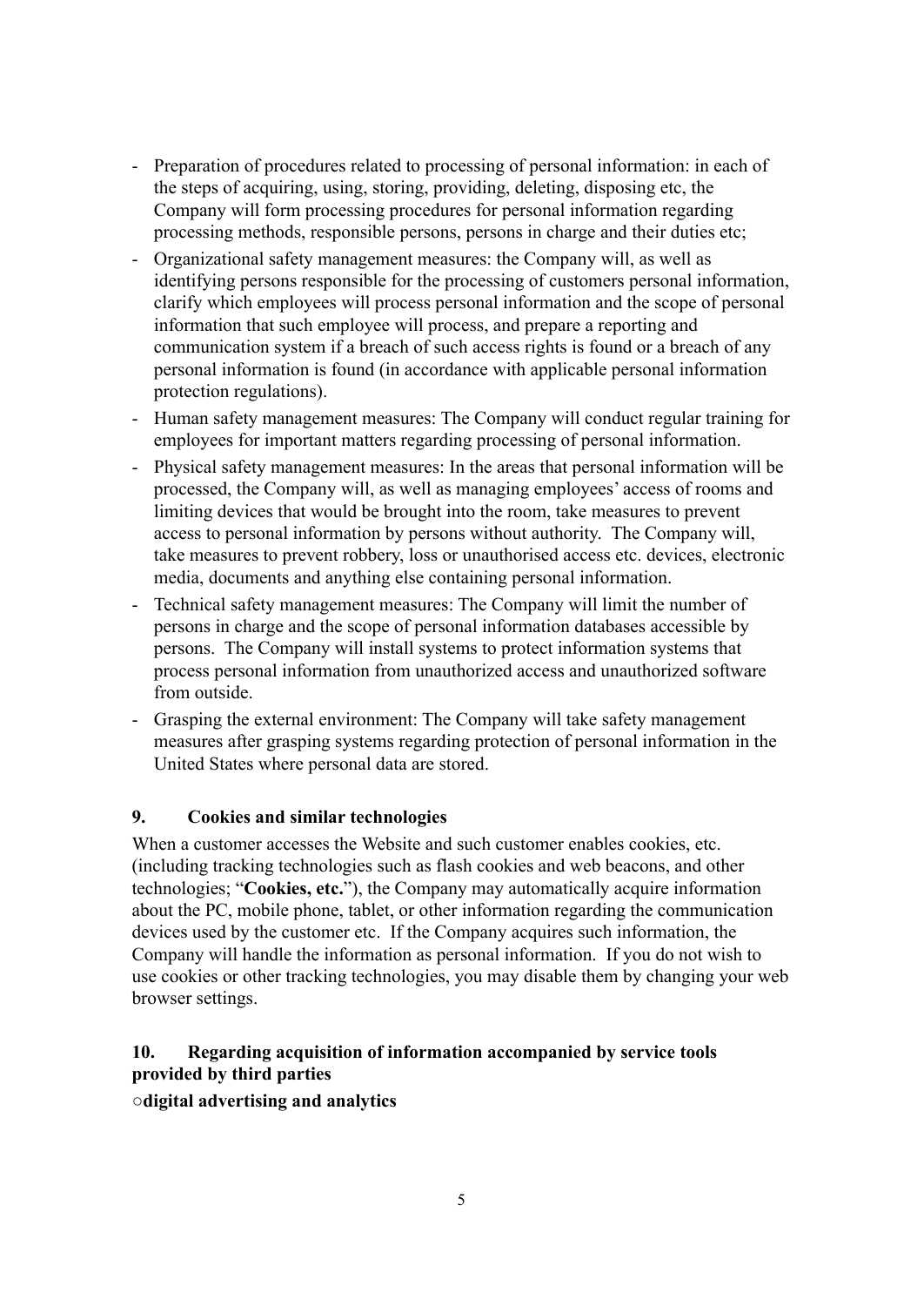- Preparation of procedures related to processing of personal information: in each of the steps of acquiring, using, storing, providing, deleting, disposing etc, the Company will form processing procedures for personal information regarding processing methods, responsible persons, persons in charge and their duties etc;
- Organizational safety management measures: the Company will, as well as identifying persons responsible for the processing of customers personal information, clarify which employees will process personal information and the scope of personal information that such employee will process, and prepare a reporting and communication system if a breach of such access rights is found or a breach of any personal information is found (in accordance with applicable personal information protection regulations).
- Human safety management measures: The Company will conduct regular training for employees for important matters regarding processing of personal information.
- Physical safety management measures: In the areas that personal information will be processed, the Company will, as well as managing employees' access of rooms and limiting devices that would be brought into the room, take measures to prevent access to personal information by persons without authority. The Company will, take measures to prevent robbery, loss or unauthorised access etc. devices, electronic media, documents and anything else containing personal information.
- Technical safety management measures: The Company will limit the number of persons in charge and the scope of personal information databases accessible by persons. The Company will install systems to protect information systems that process personal information from unauthorized access and unauthorized software from outside.
- Grasping the external environment: The Company will take safety management measures after grasping systems regarding protection of personal information in the United States where personal data are stored.

### 9. Cookies and similar technologies

When a customer accesses the Website and such customer enables cookies, etc. (including tracking technologies such as flash cookies and web beacons, and other technologies; "**Cookies, etc.**"), the Company may automatically acquire information about the PC, mobile phone, tablet, or other information regarding the communication devices used by the customer etc. If the Company acquires such information, the Company will handle the information as personal information. If you do not wish to use cookies or other tracking technologies, you may disable them by changing your web browser settings.

### 10. Regarding acquisition of information accompanied by service tools provided by third parties

**○digital advertising and analytics**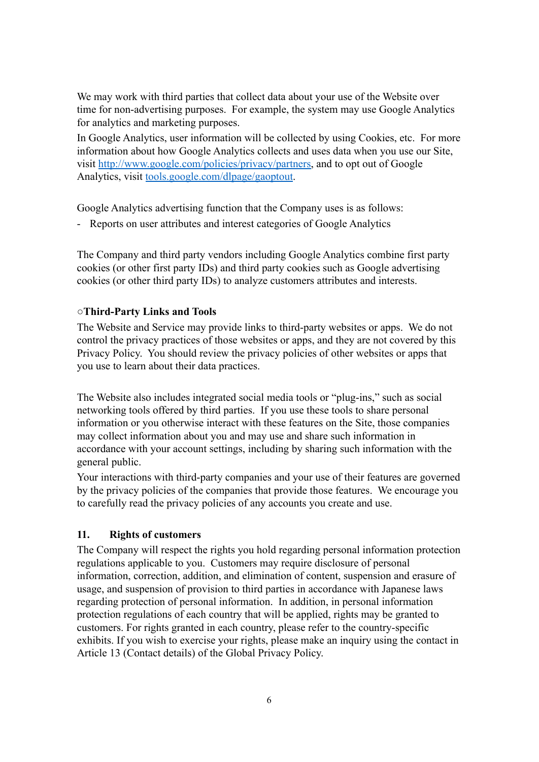We may work with third parties that collect data about your use of the Website over time for non-advertising purposes. For example, the system may use Google Analytics for analytics and marketing purposes.

In Google Analytics, user information will be collected by using Cookies, etc. For more information about how Google Analytics collects and uses data when you use our Site, visit [http://www.google.com/policies/privacy/partners](http://www.google.com/policies/privacy/partners), and to opt out of Google Analytics, visit [tools.google.com/dlpage/gaoptout](tools.google.com/dlpage/gaoptout).

Google Analytics advertising function that the Company uses is as follows:

- Reports on user attributes and interest categories of Google Analytics

The Company and third party vendors including Google Analytics combine first party cookies (or other first party IDs) and third party cookies such as Google advertising cookies (or other third party IDs) to analyze customers attributes and interests.

**○Third-Party Links and Tools**

The Website and Service may provide links to third-party websites or apps. We do not control the privacy practices of those websites or apps, and they are not covered by this Privacy Policy. You should review the privacy policies of other websites or apps that you use to learn about their data practices.

The Website also includes integrated social media tools or "plug-ins," such as social networking tools offered by third parties. If you use these tools to share personal information or you otherwise interact with these features on the Site, those companies may collect information about you and may use and share such information in accordance with your account settings, including by sharing such information with the general public.

Your interactions with third-party companies and your use of their features are governed by the privacy policies of the companies that provide those features. We encourage you to carefully read the privacy policies of any accounts you create and use.

## 11. Rights of customers

The Company will respect the rights you hold regarding personal information protection regulations applicable to you. Customers may require disclosure of personal information, correction, addition, and elimination of content, suspension and erasure of usage, and suspension of provision to third parties in accordance with Japanese laws regarding protection of personal information. In addition, in personal information protection regulations of each country that will be applied, rights may be granted to customers. For rights granted in each country, please refer to the country-specific exhibits. If you wish to exercise your rights, please make an inquiry using the contact in Article 13 (Contact details) of the Global Privacy Policy.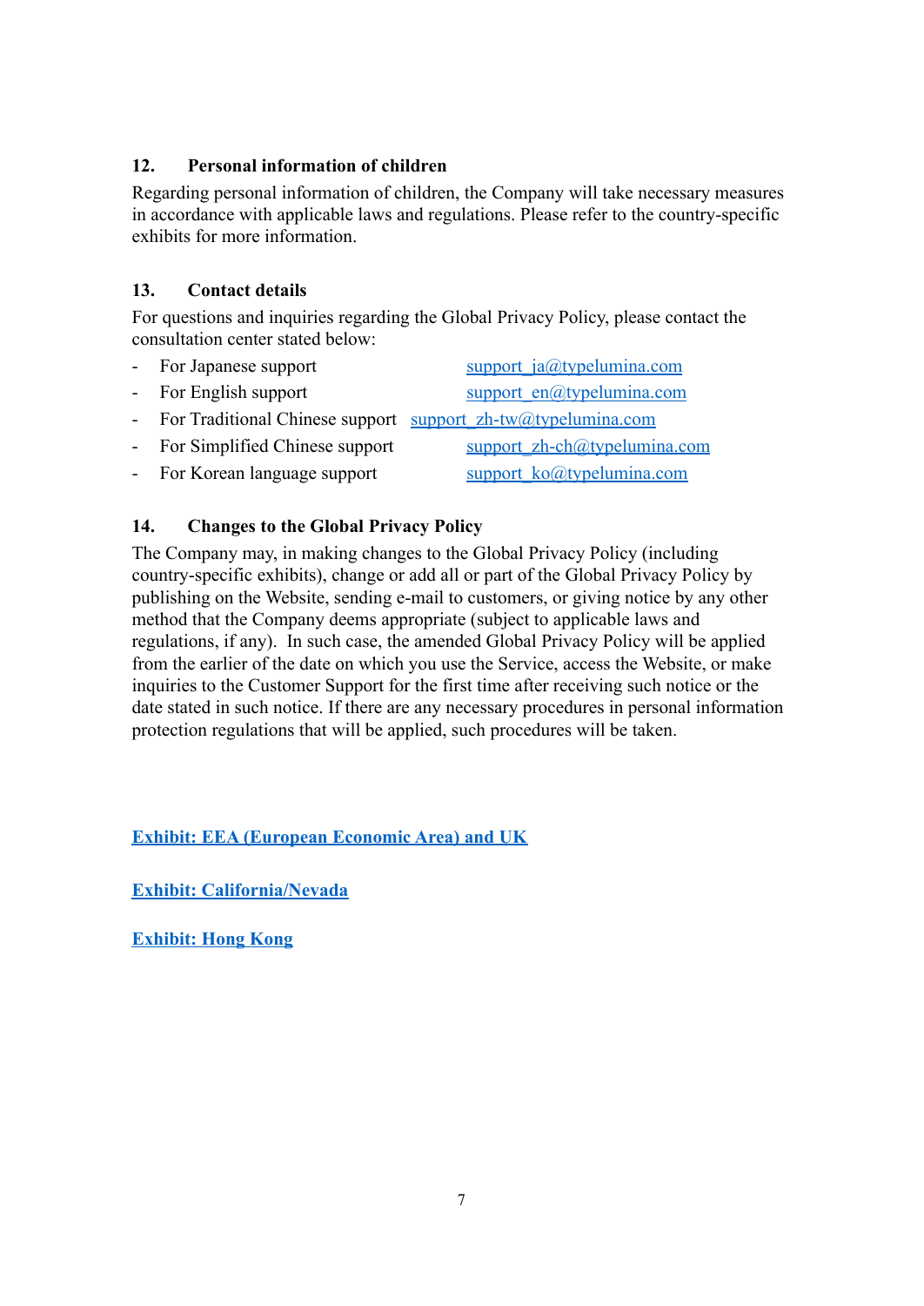## 12. Personal information of children

Regarding personal information of children, the Company will take necessary measures in accordance with applicable laws and regulations. Please refer to the country-specific exhibits for more information.

## 13. Contact details

For questions and inquiries regarding the Global Privacy Policy, please contact the consultation center stated below:

- For Japanese support support_ja@typelumina.com
- For English support support_en@typelumina.com
- For Traditional Chinese support support_zh-tw@typelumina.com
- For Simplified Chinese support support_zh-ch@typelumina.com
- For Korean language support support_ko@typelumina.com

## 14. Changes to the Global Privacy Policy

The Company may, in making changes to the Global Privacy Policy (including country-specific exhibits), change or add all or part of the Global Privacy Policy by publishing on the Website, sending e-mail to customers, or giving notice by any other method that the Company deems appropriate (subject to applicable laws and regulations, if any). In such case, the amended Global Privacy Policy will be applied from the earlier of the date on which you use the Service, access the Website, or make inquiries to the Customer Support for the first time after receiving such notice or the date stated in such notice. If there are any necessary procedures in personal information protection regulations that will be applied, such procedures will be taken.

**Exhibit: EEA (European Economic Area) and UK**

**Exhibit: California/Nevada**

**Exhibit: Hong Kong**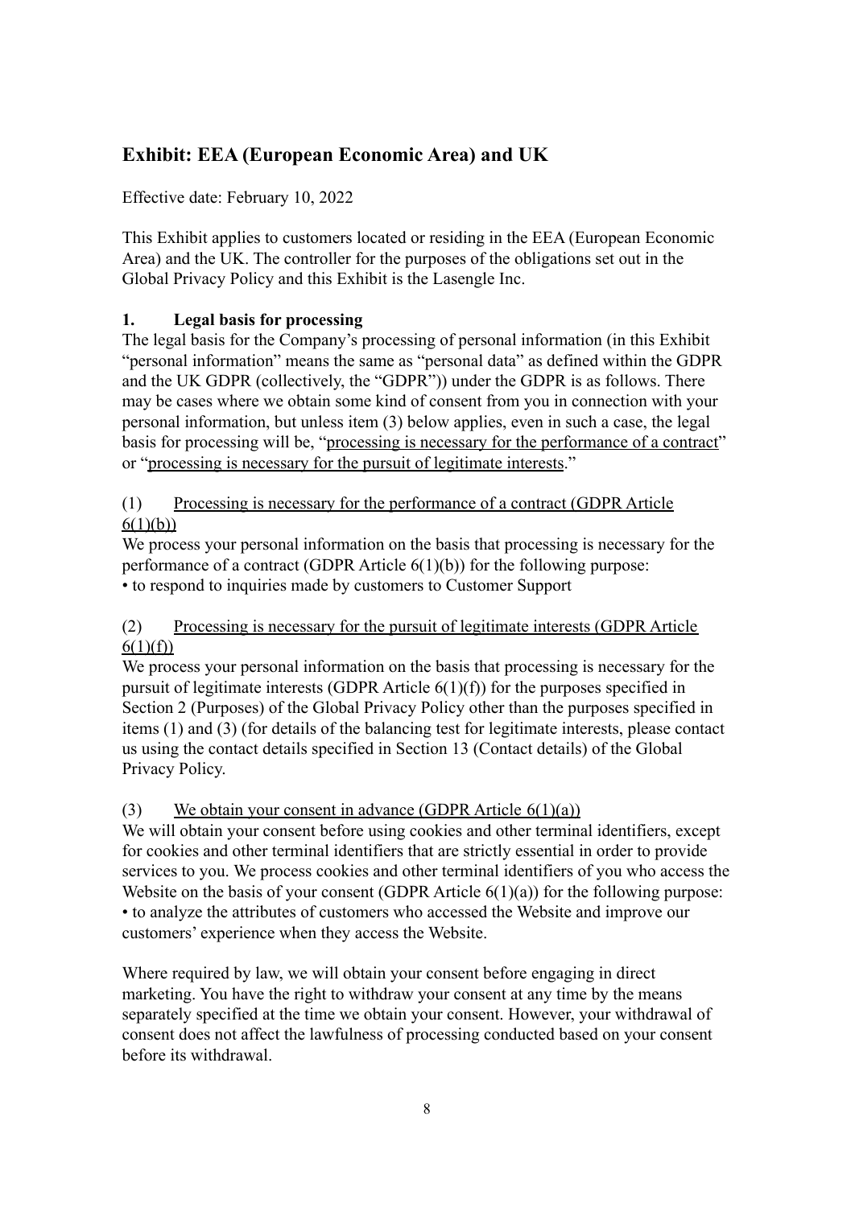## Exhibit: EEA (European Economic Area) and UK

Effective date: February 10, 2022

This Exhibit applies to customers located or residing in the EEA (European Economic Area) and the UK. The controller for the purposes of the obligations set out in the Global Privacy Policy and this Exhibit is the Lasengle Inc.

### 1. Legal basis for processing

The legal basis for the Company's processing of personal information (in this Exhibit "personal information" means the same as "personal data" as defined within the GDPR and the UK GDPR (collectively, the "GDPR")) under the GDPR is as follows. There may be cases where we obtain some kind of consent from you in connection with your personal information, but unless item (3) below applies, even in such a case, the legal basis for processing will be, "<u>processing is necessary for the performance of a contract</u>" or "<u>processing is necessary for the pursuit of legitimate interests</u>."

(1) <u>Processing is necessary for the performance of a contract (GDPR Article 6(1)(b))</u>

We process your personal information on the basis that processing is necessary for the performance of a contract (GDPR Article 6(1)(b)) for the following purpose:

• to respond to inquiries made by customers to Customer Support

(2) <u>Processing is necessary for the pursuit of legitimate interests (GDPR Article 6(1)(f))</u>

We process your personal information on the basis that processing is necessary for the pursuit of legitimate interests (GDPR Article 6(1)(f)) for the purposes specified in Section 2 (Purposes) of the Global Privacy Policy other than the purposes specified in items (1) and (3) (for details of the balancing test for legitimate interests, please contact us using the contact details specified in Section 13 (Contact details) of the Global Privacy Policy.

(3) <u>We obtain your consent in advance (GDPR Article 6(1)(a))</u>

We will obtain your consent before using cookies and other terminal identifiers, except for cookies and other terminal identifiers that are strictly essential in order to provide services to you. We process cookies and other terminal identifiers of you who access the Website on the basis of your consent (GDPR Article 6(1)(a)) for the following purpose:

• to analyze the attributes of customers who accessed the Website and improve our customers' experience when they access the Website.

Where required by law, we will obtain your consent before engaging in direct marketing. You have the right to withdraw your consent at any time by the means separately specified at the time we obtain your consent. However, your withdrawal of consent does not affect the lawfulness of processing conducted based on your consent before its withdrawal.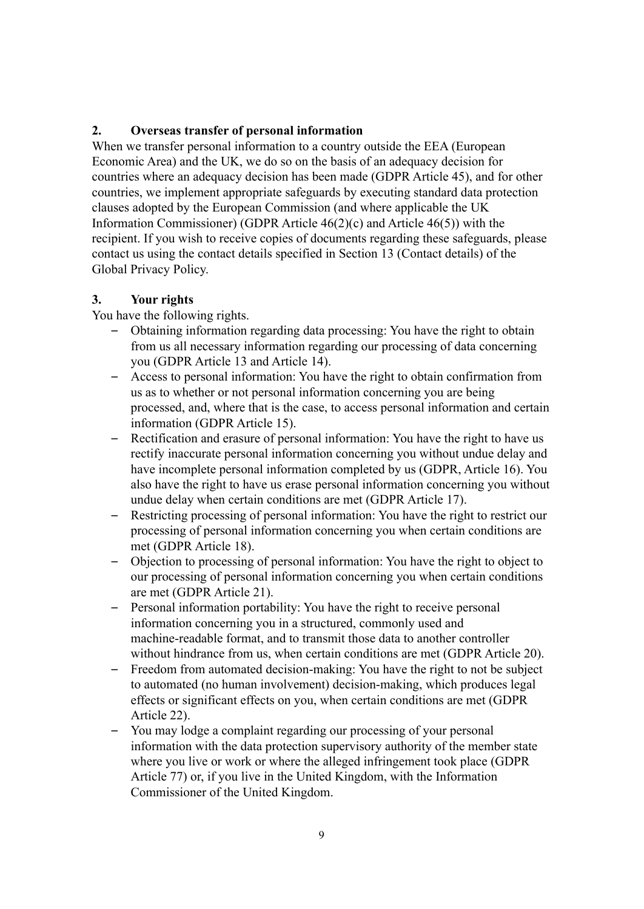## 2. Overseas transfer of personal information

When we transfer personal information to a country outside the EEA (European Economic Area) and the UK, we do so on the basis of an adequacy decision for countries where an adequacy decision has been made (GDPR Article 45), and for other countries, we implement appropriate safeguards by executing standard data protection clauses adopted by the European Commission (and where applicable the UK Information Commissioner) (GDPR Article 46(2)(c) and Article 46(5)) with the recipient. If you wish to receive copies of documents regarding these safeguards, please contact us using the contact details specified in Section 13 (Contact details) of the Global Privacy Policy.

## 3. Your rights

You have the following rights.

- Obtaining information regarding data processing: You have the right to obtain from us all necessary information regarding our processing of data concerning you (GDPR Article 13 and Article 14).
- Access to personal information: You have the right to obtain confirmation from us as to whether or not personal information concerning you are being processed, and, where that is the case, to access personal information and certain information (GDPR Article 15).
- Rectification and erasure of personal information: You have the right to have us rectify inaccurate personal information concerning you without undue delay and have incomplete personal information completed by us (GDPR, Article 16). You also have the right to have us erase personal information concerning you without undue delay when certain conditions are met (GDPR Article 17).
- Restricting processing of personal information: You have the right to restrict our processing of personal information concerning you when certain conditions are met (GDPR Article 18).
- Objection to processing of personal information: You have the right to object to our processing of personal information concerning you when certain conditions are met (GDPR Article 21).
- Personal information portability: You have the right to receive personal information concerning you in a structured, commonly used and machine-readable format, and to transmit those data to another controller without hindrance from us, when certain conditions are met (GDPR Article 20).
- Freedom from automated decision-making: You have the right to not be subject to automated (no human involvement) decision-making, which produces legal effects or significant effects on you, when certain conditions are met (GDPR Article 22).
- You may lodge a complaint regarding our processing of your personal information with the data protection supervisory authority of the member state where you live or work or where the alleged infringement took place (GDPR Article 77) or, if you live in the United Kingdom, with the Information Commissioner of the United Kingdom.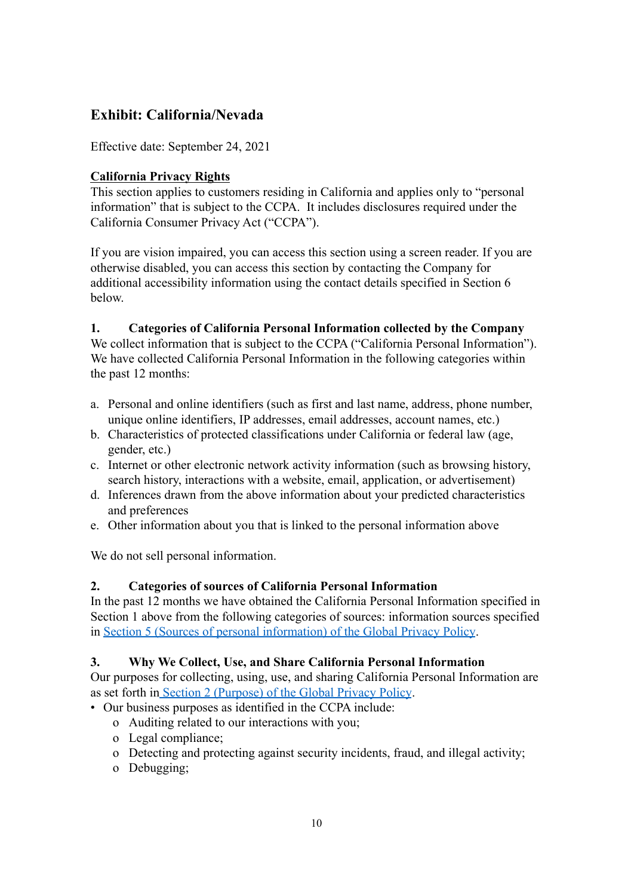## Exhibit: California/Nevada

Effective date: September 24, 2021

**California Privacy Rights**

This section applies to customers residing in California and applies only to "personal information" that is subject to the CCPA. It includes disclosures required under the California Consumer Privacy Act ("CCPA").

If you are vision impaired, you can access this section using a screen reader. If you are otherwise disabled, you can access this section by contacting the Company for additional accessibility information using the contact details specified in Section 6 below.

### 1. Categories of California Personal Information collected by the Company

We collect information that is subject to the CCPA ("California Personal Information"). We have collected California Personal Information in the following categories within the past 12 months:

a. Personal and online identifiers (such as first and last name, address, phone number, unique online identifiers, IP addresses, email addresses, account names, etc.)
b. Characteristics of protected classifications under California or federal law (age, gender, etc.)
c. Internet or other electronic network activity information (such as browsing history, search history, interactions with a website, email, application, or advertisement)
d. Inferences drawn from the above information about your predicted characteristics and preferences
e. Other information about you that is linked to the personal information above

We do not sell personal information.

### 2. Categories of sources of California Personal Information

In the past 12 months we have obtained the California Personal Information specified in Section 1 above from the following categories of sources: information sources specified in Section 5 (Sources of personal information) of the Global Privacy Policy.

### 3. Why We Collect, Use, and Share California Personal Information

Our purposes for collecting, using, use, and sharing California Personal Information are as set forth in Section 2 (Purpose) of the Global Privacy Policy.

- Our business purposes as identified in the CCPA include:
  - Auditing related to our interactions with you;
  - Legal compliance;
  - Detecting and protecting against security incidents, fraud, and illegal activity;
  - Debugging;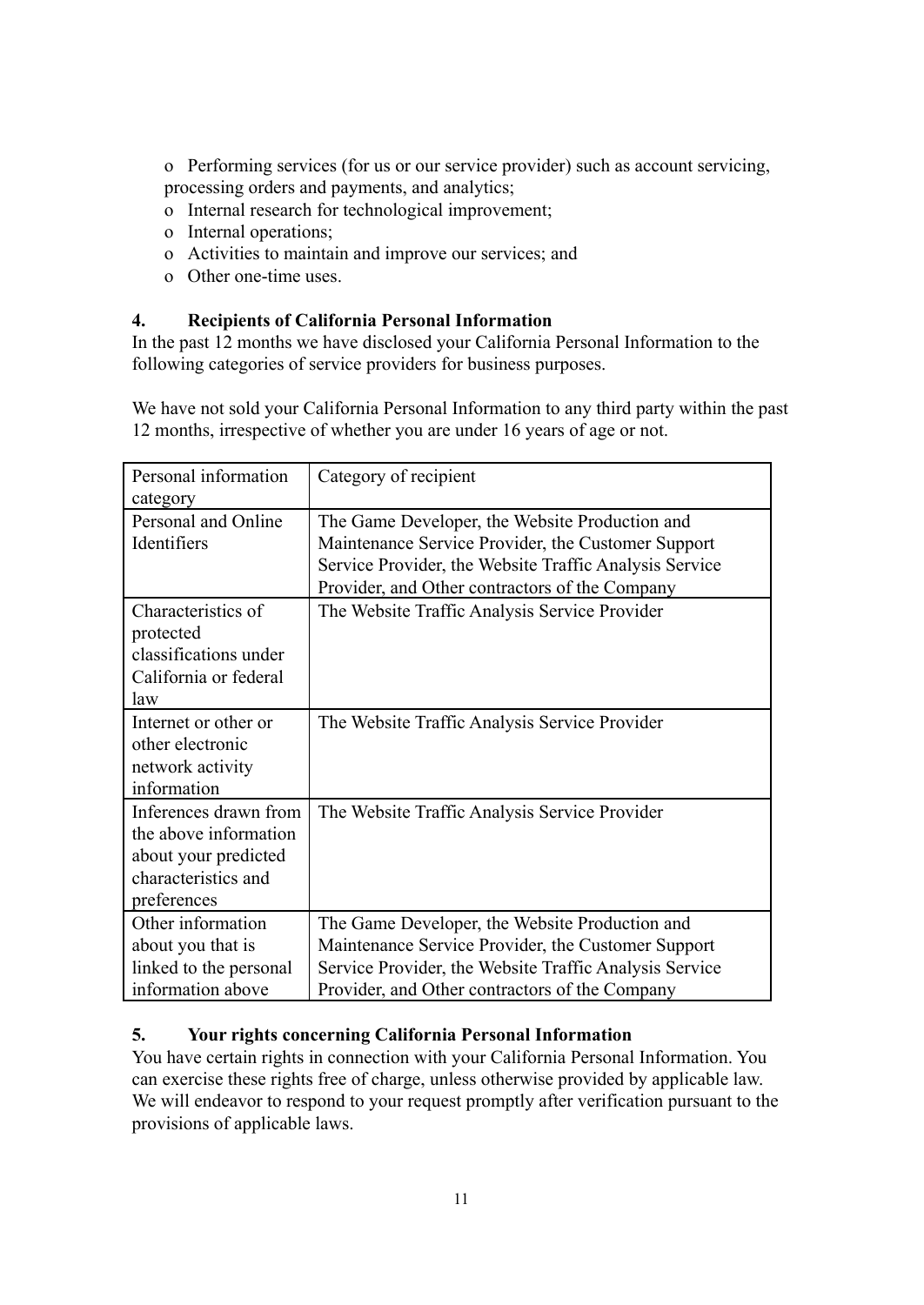- Performing services (for us or our service provider) such as account servicing, processing orders and payments, and analytics;
- Internal research for technological improvement;
- Internal operations;
- Activities to maintain and improve our services; and
- Other one-time uses.

### 4. Recipients of California Personal Information

In the past 12 months we have disclosed your California Personal Information to the following categories of service providers for business purposes.

We have not sold your California Personal Information to any third party within the past 12 months, irrespective of whether you are under 16 years of age or not.

| Personal information category | Category of recipient |
|---|---|
| Personal and Online Identifiers | The Game Developer, the Website Production and Maintenance Service Provider, the Customer Support Service Provider, the Website Traffic Analysis Service Provider, and Other contractors of the Company |
| Characteristics of protected classifications under California or federal law | The Website Traffic Analysis Service Provider |
| Internet or other or other electronic network activity information | The Website Traffic Analysis Service Provider |
| Inferences drawn from the above information about your predicted characteristics and preferences | The Website Traffic Analysis Service Provider |
| Other information about you that is linked to the personal information above | The Game Developer, the Website Production and Maintenance Service Provider, the Customer Support Service Provider, the Website Traffic Analysis Service Provider, and Other contractors of the Company |

### 5. Your rights concerning California Personal Information

You have certain rights in connection with your California Personal Information. You can exercise these rights free of charge, unless otherwise provided by applicable law. We will endeavor to respond to your request promptly after verification pursuant to the provisions of applicable laws.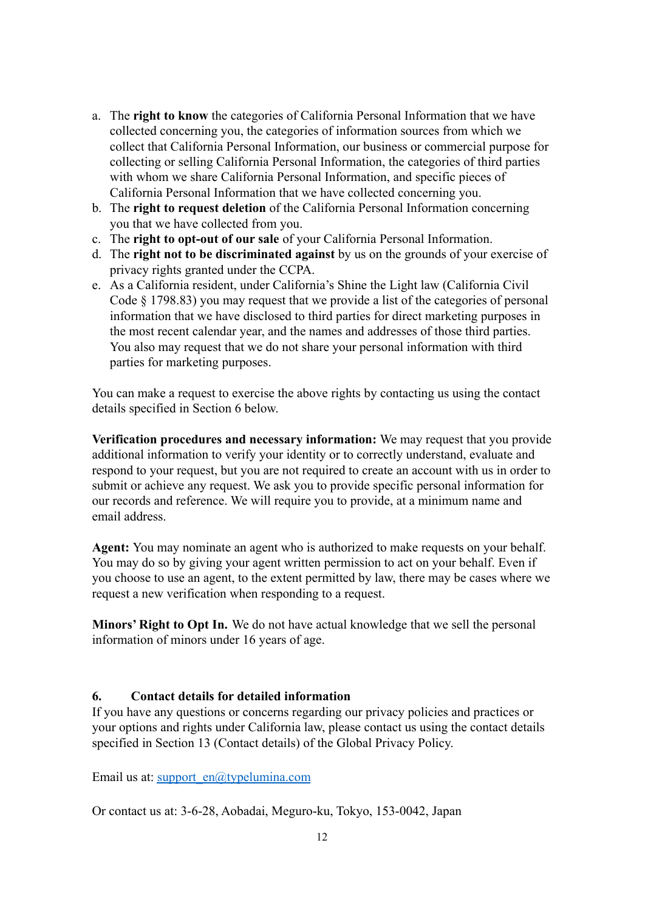a. The **right to know** the categories of California Personal Information that we have collected concerning you, the categories of information sources from which we collect that California Personal Information, our business or commercial purpose for collecting or selling California Personal Information, the categories of third parties with whom we share California Personal Information, and specific pieces of California Personal Information that we have collected concerning you.
b. The **right to request deletion** of the California Personal Information concerning you that we have collected from you.
c. The **right to opt-out of our sale** of your California Personal Information.
d. The **right not to be discriminated against** by us on the grounds of your exercise of privacy rights granted under the CCPA.
e. As a California resident, under California's Shine the Light law (California Civil Code § 1798.83) you may request that we provide a list of the categories of personal information that we have disclosed to third parties for direct marketing purposes in the most recent calendar year, and the names and addresses of those third parties. You also may request that we do not share your personal information with third parties for marketing purposes.

You can make a request to exercise the above rights by contacting us using the contact details specified in Section 6 below.

**Verification procedures and necessary information:** We may request that you provide additional information to verify your identity or to correctly understand, evaluate and respond to your request, but you are not required to create an account with us in order to submit or achieve any request. We ask you to provide specific personal information for our records and reference. We will require you to provide, at a minimum name and email address.

**Agent:** You may nominate an agent who is authorized to make requests on your behalf. You may do so by giving your agent written permission to act on your behalf. Even if you choose to use an agent, to the extent permitted by law, there may be cases where we request a new verification when responding to a request.

**Minors' Right to Opt In.** We do not have actual knowledge that we sell the personal information of minors under 16 years of age.

## 6. Contact details for detailed information

If you have any questions or concerns regarding our privacy policies and practices or your options and rights under California law, please contact us using the contact details specified in Section 13 (Contact details) of the Global Privacy Policy.

Email us at: support_en@typelumina.com

Or contact us at: 3-6-28, Aobadai, Meguro-ku, Tokyo, 153-0042, Japan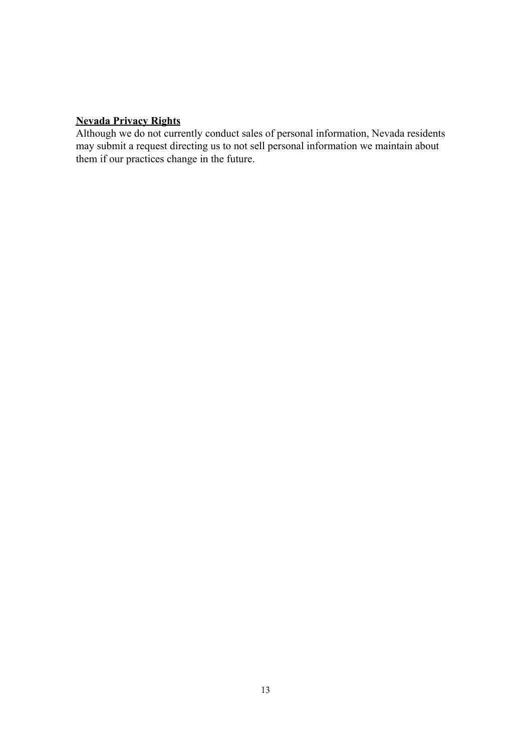## Nevada Privacy Rights

Although we do not currently conduct sales of personal information, Nevada residents may submit a request directing us to not sell personal information we maintain about them if our practices change in the future.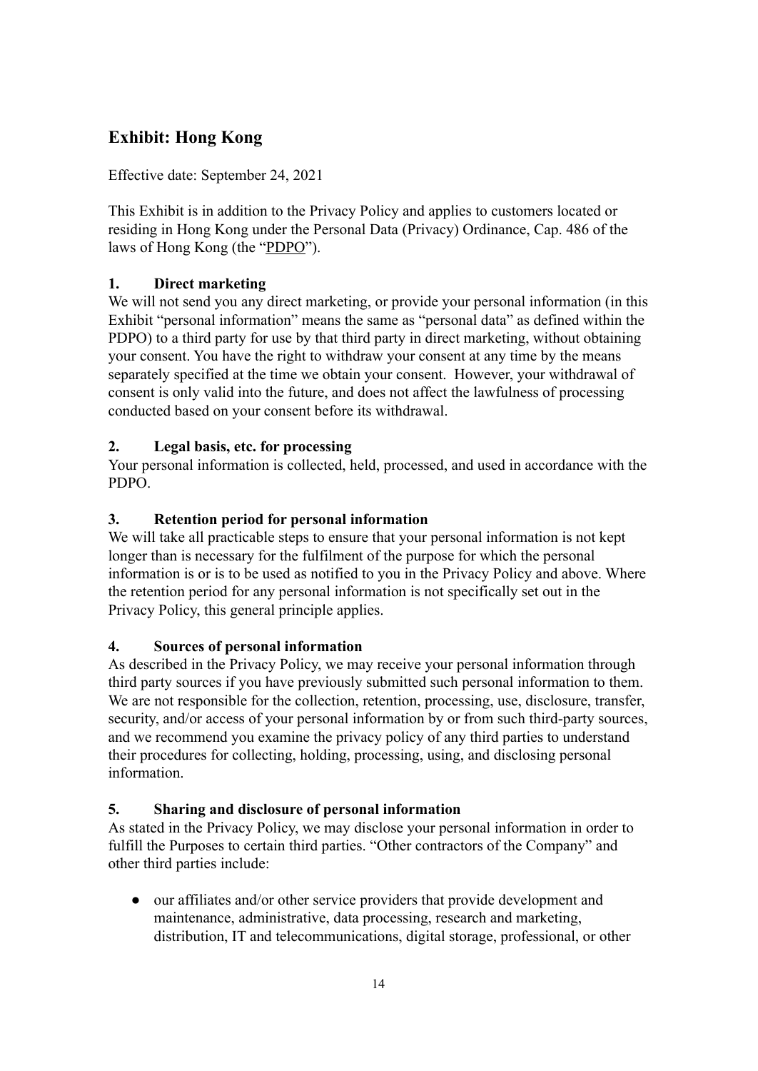## Exhibit: Hong Kong

Effective date: September 24, 2021

This Exhibit is in addition to the Privacy Policy and applies to customers located or residing in Hong Kong under the Personal Data (Privacy) Ordinance, Cap. 486 of the laws of Hong Kong (the "PDPO").

### 1. Direct marketing

We will not send you any direct marketing, or provide your personal information (in this Exhibit "personal information" means the same as "personal data" as defined within the PDPO) to a third party for use by that third party in direct marketing, without obtaining your consent. You have the right to withdraw your consent at any time by the means separately specified at the time we obtain your consent. However, your withdrawal of consent is only valid into the future, and does not affect the lawfulness of processing conducted based on your consent before its withdrawal.

### 2. Legal basis, etc. for processing

Your personal information is collected, held, processed, and used in accordance with the PDPO.

### 3. Retention period for personal information

We will take all practicable steps to ensure that your personal information is not kept longer than is necessary for the fulfilment of the purpose for which the personal information is or is to be used as notified to you in the Privacy Policy and above. Where the retention period for any personal information is not specifically set out in the Privacy Policy, this general principle applies.

### 4. Sources of personal information

As described in the Privacy Policy, we may receive your personal information through third party sources if you have previously submitted such personal information to them. We are not responsible for the collection, retention, processing, use, disclosure, transfer, security, and/or access of your personal information by or from such third-party sources, and we recommend you examine the privacy policy of any third parties to understand their procedures for collecting, holding, processing, using, and disclosing personal information.

### 5. Sharing and disclosure of personal information

As stated in the Privacy Policy, we may disclose your personal information in order to fulfill the Purposes to certain third parties. "Other contractors of the Company" and other third parties include:

- our affiliates and/or other service providers that provide development and maintenance, administrative, data processing, research and marketing, distribution, IT and telecommunications, digital storage, professional, or other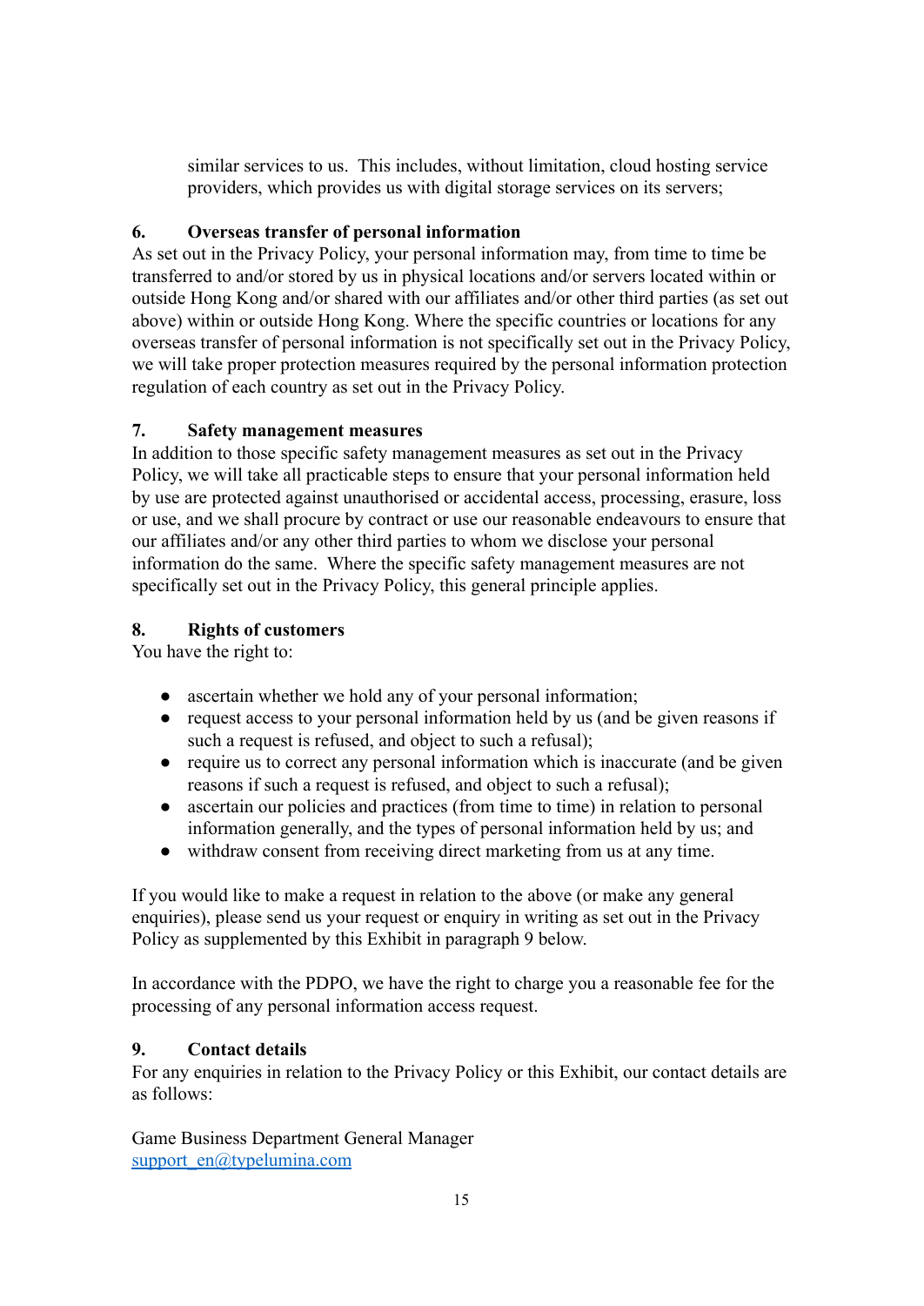similar services to us. This includes, without limitation, cloud hosting service providers, which provides us with digital storage services on its servers;

## 6. Overseas transfer of personal information

As set out in the Privacy Policy, your personal information may, from time to time be transferred to and/or stored by us in physical locations and/or servers located within or outside Hong Kong and/or shared with our affiliates and/or other third parties (as set out above) within or outside Hong Kong. Where the specific countries or locations for any overseas transfer of personal information is not specifically set out in the Privacy Policy, we will take proper protection measures required by the personal information protection regulation of each country as set out in the Privacy Policy.

## 7. Safety management measures

In addition to those specific safety management measures as set out in the Privacy Policy, we will take all practicable steps to ensure that your personal information held by use are protected against unauthorised or accidental access, processing, erasure, loss or use, and we shall procure by contract or use our reasonable endeavours to ensure that our affiliates and/or any other third parties to whom we disclose your personal information do the same. Where the specific safety management measures are not specifically set out in the Privacy Policy, this general principle applies.

## 8. Rights of customers

You have the right to:

- ascertain whether we hold any of your personal information;
- request access to your personal information held by us (and be given reasons if such a request is refused, and object to such a refusal);
- require us to correct any personal information which is inaccurate (and be given reasons if such a request is refused, and object to such a refusal);
- ascertain our policies and practices (from time to time) in relation to personal information generally, and the types of personal information held by us; and
- withdraw consent from receiving direct marketing from us at any time.

If you would like to make a request in relation to the above (or make any general enquiries), please send us your request or enquiry in writing as set out in the Privacy Policy as supplemented by this Exhibit in paragraph 9 below.

In accordance with the PDPO, we have the right to charge you a reasonable fee for the processing of any personal information access request.

## 9. Contact details

For any enquiries in relation to the Privacy Policy or this Exhibit, our contact details are as follows:

Game Business Department General Manager
support_en@typelumina.com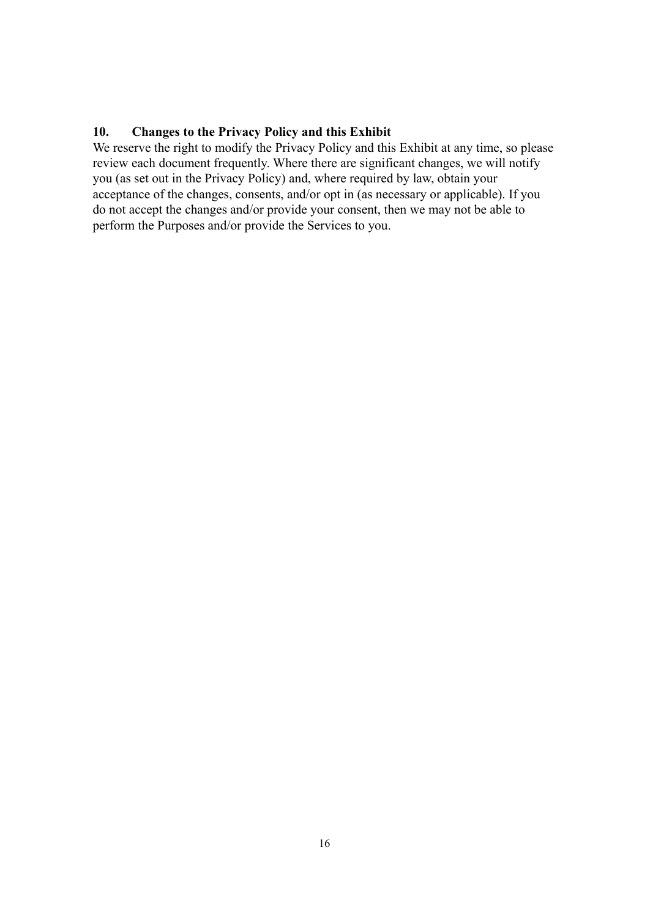## 10. Changes to the Privacy Policy and this Exhibit

We reserve the right to modify the Privacy Policy and this Exhibit at any time, so please review each document frequently. Where there are significant changes, we will notify you (as set out in the Privacy Policy) and, where required by law, obtain your acceptance of the changes, consents, and/or opt in (as necessary or applicable). If you do not accept the changes and/or provide your consent, then we may not be able to perform the Purposes and/or provide the Services to you.